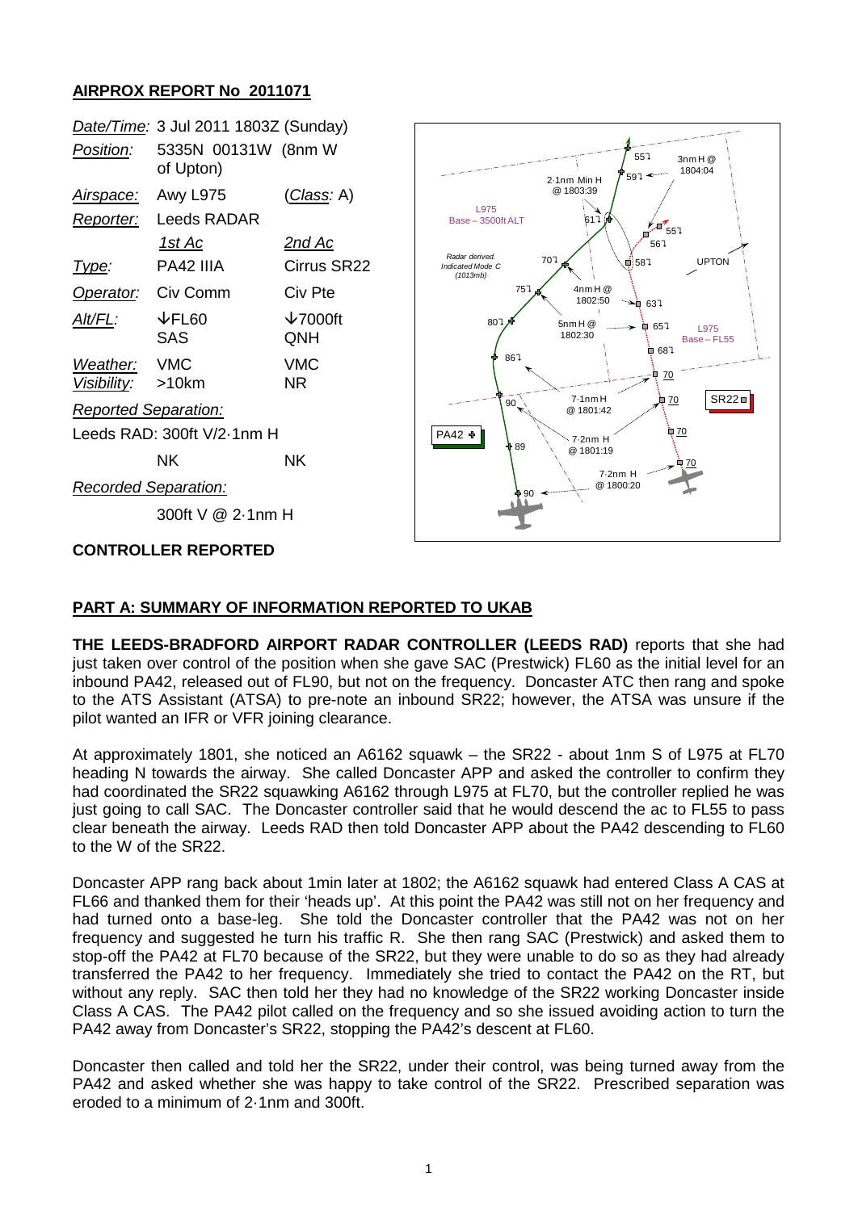## AIRPROX REPORT No 2011071

| | | |
|---|---|---|
| *Date/Time:* | 3 Jul 2011 1803Z (Sunday) | |
| *Position:* | 5335N 00131W (8nm W of Upton) | |
| *Airspace:* | Awy L975 | (*Class:* A) |
| *Reporter:* | Leeds RADAR | |
| | *1st Ac* | *2nd Ac* |
| *Type:* | PA42 IIIA | Cirrus SR22 |
| *Operator:* | Civ Comm | Civ Pte |
| *Alt/FL:* | ↓FL60 SAS | ↓7000ft QNH |
| *Weather:* | VMC | VMC |
| *Visibility:* | >10km | NR |
| *Reported Separation:* | | |
| | Leeds RAD: 300ft V/2·1nm H | |
| | NK | NK |
| *Recorded Separation:* | | |
| | 300ft V @ 2·1nm H | |

**CONTROLLER REPORTED**

## PART A: SUMMARY OF INFORMATION REPORTED TO UKAB

**THE LEEDS-BRADFORD AIRPORT RADAR CONTROLLER (LEEDS RAD)** reports that she had just taken over control of the position when she gave SAC (Prestwick) FL60 as the initial level for an inbound PA42, released out of FL90, but not on the frequency. Doncaster ATC then rang and spoke to the ATS Assistant (ATSA) to pre-note an inbound SR22; however, the ATSA was unsure if the pilot wanted an IFR or VFR joining clearance.

At approximately 1801, she noticed an A6162 squawk – the SR22 - about 1nm S of L975 at FL70 heading N towards the airway. She called Doncaster APP and asked the controller to confirm they had coordinated the SR22 squawking A6162 through L975 at FL70, but the controller replied he was just going to call SAC. The Doncaster controller said that he would descend the ac to FL55 to pass clear beneath the airway. Leeds RAD then told Doncaster APP about the PA42 descending to FL60 to the W of the SR22.

Doncaster APP rang back about 1min later at 1802; the A6162 squawk had entered Class A CAS at FL66 and thanked them for their 'heads up'. At this point the PA42 was still not on her frequency and had turned onto a base-leg. She told the Doncaster controller that the PA42 was not on her frequency and suggested he turn his traffic R. She then rang SAC (Prestwick) and asked them to stop-off the PA42 at FL70 because of the SR22, but they were unable to do so as they had already transferred the PA42 to her frequency. Immediately she tried to contact the PA42 on the RT, but without any reply. SAC then told her they had no knowledge of the SR22 working Doncaster inside Class A CAS. The PA42 pilot called on the frequency and so she issued avoiding action to turn the PA42 away from Doncaster's SR22, stopping the PA42's descent at FL60.

Doncaster then called and told her the SR22, under their control, was being turned away from the PA42 and asked whether she was happy to take control of the SR22. Prescribed separation was eroded to a minimum of 2·1nm and 300ft.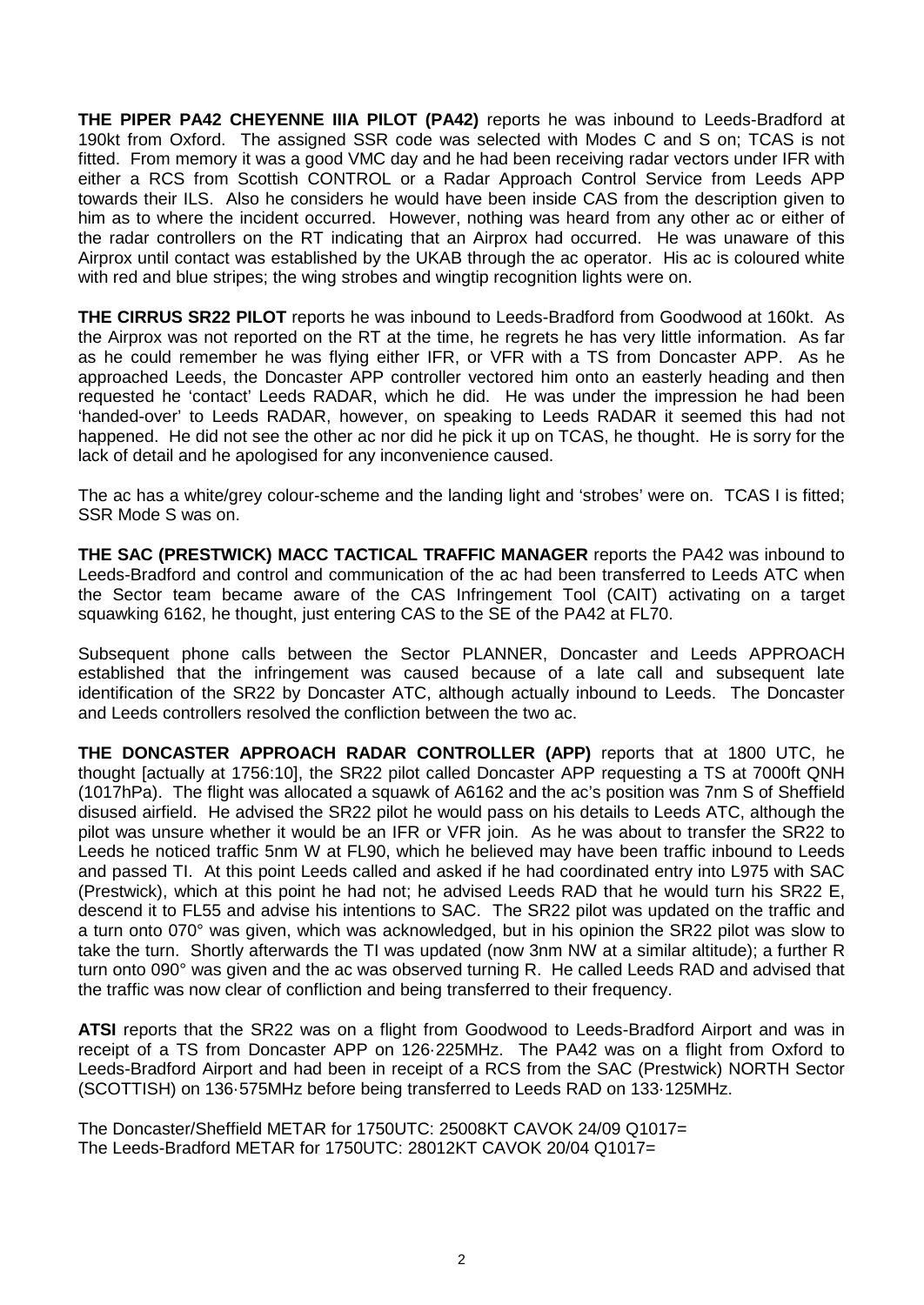**THE PIPER PA42 CHEYENNE IIIA PILOT (PA42)** reports he was inbound to Leeds-Bradford at 190kt from Oxford. The assigned SSR code was selected with Modes C and S on; TCAS is not fitted. From memory it was a good VMC day and he had been receiving radar vectors under IFR with either a RCS from Scottish CONTROL or a Radar Approach Control Service from Leeds APP towards their ILS. Also he considers he would have been inside CAS from the description given to him as to where the incident occurred. However, nothing was heard from any other ac or either of the radar controllers on the RT indicating that an Airprox had occurred. He was unaware of this Airprox until contact was established by the UKAB through the ac operator. His ac is coloured white with red and blue stripes; the wing strobes and wingtip recognition lights were on.

**THE CIRRUS SR22 PILOT** reports he was inbound to Leeds-Bradford from Goodwood at 160kt. As the Airprox was not reported on the RT at the time, he regrets he has very little information. As far as he could remember he was flying either IFR, or VFR with a TS from Doncaster APP. As he approached Leeds, the Doncaster APP controller vectored him onto an easterly heading and then requested he 'contact' Leeds RADAR, which he did. He was under the impression he had been 'handed-over' to Leeds RADAR, however, on speaking to Leeds RADAR it seemed this had not happened. He did not see the other ac nor did he pick it up on TCAS, he thought. He is sorry for the lack of detail and he apologised for any inconvenience caused.

The ac has a white/grey colour-scheme and the landing light and 'strobes' were on. TCAS I is fitted; SSR Mode S was on.

**THE SAC (PRESTWICK) MACC TACTICAL TRAFFIC MANAGER** reports the PA42 was inbound to Leeds-Bradford and control and communication of the ac had been transferred to Leeds ATC when the Sector team became aware of the CAS Infringement Tool (CAIT) activating on a target squawking 6162, he thought, just entering CAS to the SE of the PA42 at FL70.

Subsequent phone calls between the Sector PLANNER, Doncaster and Leeds APPROACH established that the infringement was caused because of a late call and subsequent late identification of the SR22 by Doncaster ATC, although actually inbound to Leeds. The Doncaster and Leeds controllers resolved the confliction between the two ac.

**THE DONCASTER APPROACH RADAR CONTROLLER (APP)** reports that at 1800 UTC, he thought [actually at 1756:10], the SR22 pilot called Doncaster APP requesting a TS at 7000ft QNH (1017hPa). The flight was allocated a squawk of A6162 and the ac's position was 7nm S of Sheffield disused airfield. He advised the SR22 pilot he would pass on his details to Leeds ATC, although the pilot was unsure whether it would be an IFR or VFR join. As he was about to transfer the SR22 to Leeds he noticed traffic 5nm W at FL90, which he believed may have been traffic inbound to Leeds and passed TI. At this point Leeds called and asked if he had coordinated entry into L975 with SAC (Prestwick), which at this point he had not; he advised Leeds RAD that he would turn his SR22 E, descend it to FL55 and advise his intentions to SAC. The SR22 pilot was updated on the traffic and a turn onto 070° was given, which was acknowledged, but in his opinion the SR22 pilot was slow to take the turn. Shortly afterwards the TI was updated (now 3nm NW at a similar altitude); a further R turn onto 090° was given and the ac was observed turning R. He called Leeds RAD and advised that the traffic was now clear of confliction and being transferred to their frequency.

**ATSI** reports that the SR22 was on a flight from Goodwood to Leeds-Bradford Airport and was in receipt of a TS from Doncaster APP on 126·225MHz. The PA42 was on a flight from Oxford to Leeds-Bradford Airport and had been in receipt of a RCS from the SAC (Prestwick) NORTH Sector (SCOTTISH) on 136·575MHz before being transferred to Leeds RAD on 133·125MHz.

The Doncaster/Sheffield METAR for 1750UTC: 25008KT CAVOK 24/09 Q1017=
The Leeds-Bradford METAR for 1750UTC: 28012KT CAVOK 20/04 Q1017=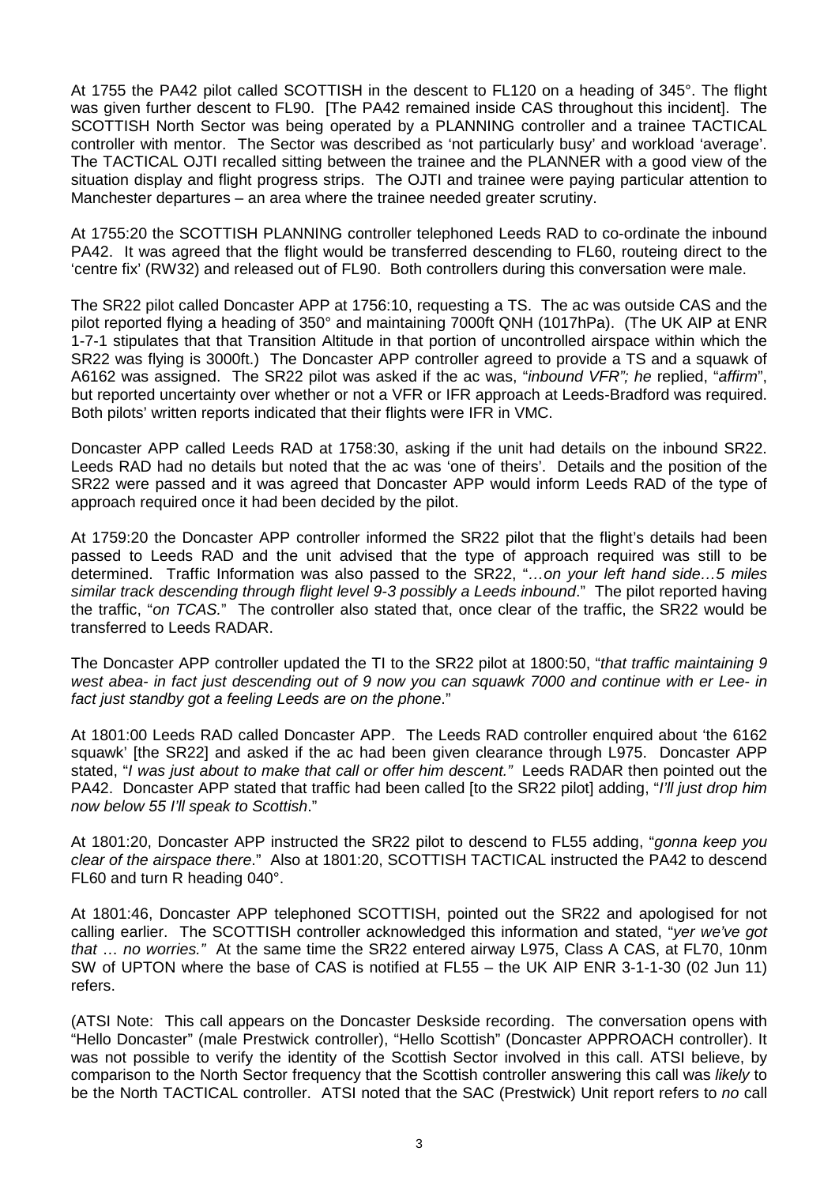At 1755 the PA42 pilot called SCOTTISH in the descent to FL120 on a heading of 345°. The flight was given further descent to FL90. [The PA42 remained inside CAS throughout this incident]. The SCOTTISH North Sector was being operated by a PLANNING controller and a trainee TACTICAL controller with mentor. The Sector was described as 'not particularly busy' and workload 'average'. The TACTICAL OJTI recalled sitting between the trainee and the PLANNER with a good view of the situation display and flight progress strips. The OJTI and trainee were paying particular attention to Manchester departures – an area where the trainee needed greater scrutiny.

At 1755:20 the SCOTTISH PLANNING controller telephoned Leeds RAD to co-ordinate the inbound PA42. It was agreed that the flight would be transferred descending to FL60, routeing direct to the 'centre fix' (RW32) and released out of FL90. Both controllers during this conversation were male.

The SR22 pilot called Doncaster APP at 1756:10, requesting a TS. The ac was outside CAS and the pilot reported flying a heading of 350° and maintaining 7000ft QNH (1017hPa). (The UK AIP at ENR 1-7-1 stipulates that that Transition Altitude in that portion of uncontrolled airspace within which the SR22 was flying is 3000ft.) The Doncaster APP controller agreed to provide a TS and a squawk of A6162 was assigned. The SR22 pilot was asked if the ac was, "*inbound VFR"; he* replied, "*affirm*", but reported uncertainty over whether or not a VFR or IFR approach at Leeds-Bradford was required. Both pilots' written reports indicated that their flights were IFR in VMC.

Doncaster APP called Leeds RAD at 1758:30, asking if the unit had details on the inbound SR22. Leeds RAD had no details but noted that the ac was 'one of theirs'. Details and the position of the SR22 were passed and it was agreed that Doncaster APP would inform Leeds RAD of the type of approach required once it had been decided by the pilot.

At 1759:20 the Doncaster APP controller informed the SR22 pilot that the flight's details had been passed to Leeds RAD and the unit advised that the type of approach required was still to be determined. Traffic Information was also passed to the SR22, "*…on your left hand side…5 miles similar track descending through flight level 9-3 possibly a Leeds inbound*." The pilot reported having the traffic, "*on TCAS.*" The controller also stated that, once clear of the traffic, the SR22 would be transferred to Leeds RADAR.

The Doncaster APP controller updated the TI to the SR22 pilot at 1800:50, "*that traffic maintaining 9 west abea- in fact just descending out of 9 now you can squawk 7000 and continue with er Lee- in fact just standby got a feeling Leeds are on the phone*."

At 1801:00 Leeds RAD called Doncaster APP. The Leeds RAD controller enquired about 'the 6162 squawk' [the SR22] and asked if the ac had been given clearance through L975. Doncaster APP stated, "*I was just about to make that call or offer him descent."* Leeds RADAR then pointed out the PA42. Doncaster APP stated that traffic had been called [to the SR22 pilot] adding, "*I'll just drop him now below 55 I'll speak to Scottish*."

At 1801:20, Doncaster APP instructed the SR22 pilot to descend to FL55 adding, "*gonna keep you clear of the airspace there*." Also at 1801:20, SCOTTISH TACTICAL instructed the PA42 to descend FL60 and turn R heading 040°.

At 1801:46, Doncaster APP telephoned SCOTTISH, pointed out the SR22 and apologised for not calling earlier. The SCOTTISH controller acknowledged this information and stated, "*yer we've got that … no worries."* At the same time the SR22 entered airway L975, Class A CAS, at FL70, 10nm SW of UPTON where the base of CAS is notified at FL55 – the UK AIP ENR 3-1-1-30 (02 Jun 11) refers.

(ATSI Note: This call appears on the Doncaster Deskside recording. The conversation opens with "Hello Doncaster" (male Prestwick controller), "Hello Scottish" (Doncaster APPROACH controller). It was not possible to verify the identity of the Scottish Sector involved in this call. ATSI believe, by comparison to the North Sector frequency that the Scottish controller answering this call was *likely* to be the North TACTICAL controller. ATSI noted that the SAC (Prestwick) Unit report refers to *no* call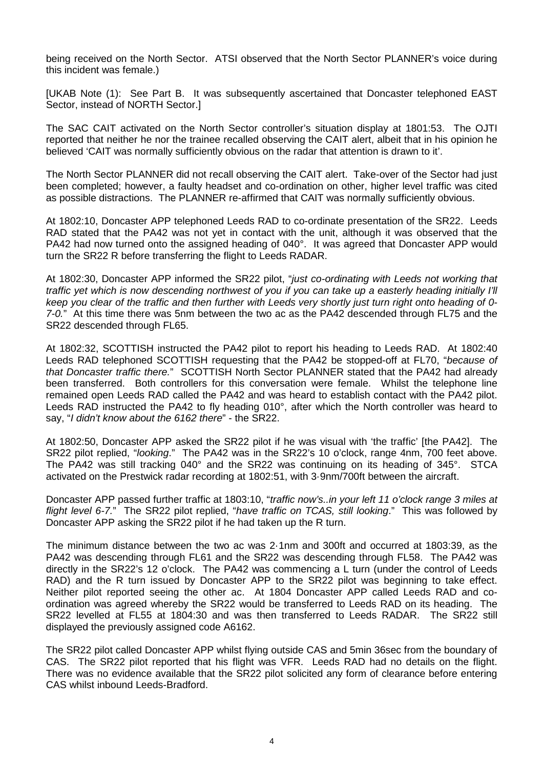being received on the North Sector. ATSI observed that the North Sector PLANNER's voice during this incident was female.)

[UKAB Note (1): See Part B. It was subsequently ascertained that Doncaster telephoned EAST Sector, instead of NORTH Sector.]

The SAC CAIT activated on the North Sector controller's situation display at 1801:53. The OJTI reported that neither he nor the trainee recalled observing the CAIT alert, albeit that in his opinion he believed 'CAIT was normally sufficiently obvious on the radar that attention is drawn to it'.

The North Sector PLANNER did not recall observing the CAIT alert. Take-over of the Sector had just been completed; however, a faulty headset and co-ordination on other, higher level traffic was cited as possible distractions. The PLANNER re-affirmed that CAIT was normally sufficiently obvious.

At 1802:10, Doncaster APP telephoned Leeds RAD to co-ordinate presentation of the SR22. Leeds RAD stated that the PA42 was not yet in contact with the unit, although it was observed that the PA42 had now turned onto the assigned heading of 040°. It was agreed that Doncaster APP would turn the SR22 R before transferring the flight to Leeds RADAR.

At 1802:30, Doncaster APP informed the SR22 pilot, "*just co-ordinating with Leeds not working that traffic yet which is now descending northwest of you if you can take up a easterly heading initially I'll keep you clear of the traffic and then further with Leeds very shortly just turn right onto heading of 0-7-0.*" At this time there was 5nm between the two ac as the PA42 descended through FL75 and the SR22 descended through FL65.

At 1802:32, SCOTTISH instructed the PA42 pilot to report his heading to Leeds RAD. At 1802:40 Leeds RAD telephoned SCOTTISH requesting that the PA42 be stopped-off at FL70, "*because of that Doncaster traffic there.*" SCOTTISH North Sector PLANNER stated that the PA42 had already been transferred. Both controllers for this conversation were female. Whilst the telephone line remained open Leeds RAD called the PA42 and was heard to establish contact with the PA42 pilot. Leeds RAD instructed the PA42 to fly heading 010°, after which the North controller was heard to say, "*I didn't know about the 6162 there*" - the SR22.

At 1802:50, Doncaster APP asked the SR22 pilot if he was visual with 'the traffic' [the PA42]. The SR22 pilot replied, "*looking*." The PA42 was in the SR22's 10 o'clock, range 4nm, 700 feet above. The PA42 was still tracking 040° and the SR22 was continuing on its heading of 345°. STCA activated on the Prestwick radar recording at 1802:51, with 3·9nm/700ft between the aircraft.

Doncaster APP passed further traffic at 1803:10, "*traffic now's..in your left 11 o'clock range 3 miles at flight level 6-7.*" The SR22 pilot replied, "*have traffic on TCAS, still looking*." This was followed by Doncaster APP asking the SR22 pilot if he had taken up the R turn.

The minimum distance between the two ac was 2·1nm and 300ft and occurred at 1803:39, as the PA42 was descending through FL61 and the SR22 was descending through FL58. The PA42 was directly in the SR22's 12 o'clock. The PA42 was commencing a L turn (under the control of Leeds RAD) and the R turn issued by Doncaster APP to the SR22 pilot was beginning to take effect. Neither pilot reported seeing the other ac. At 1804 Doncaster APP called Leeds RAD and co-ordination was agreed whereby the SR22 would be transferred to Leeds RAD on its heading. The SR22 levelled at FL55 at 1804:30 and was then transferred to Leeds RADAR. The SR22 still displayed the previously assigned code A6162.

The SR22 pilot called Doncaster APP whilst flying outside CAS and 5min 36sec from the boundary of CAS. The SR22 pilot reported that his flight was VFR. Leeds RAD had no details on the flight. There was no evidence available that the SR22 pilot solicited any form of clearance before entering CAS whilst inbound Leeds-Bradford.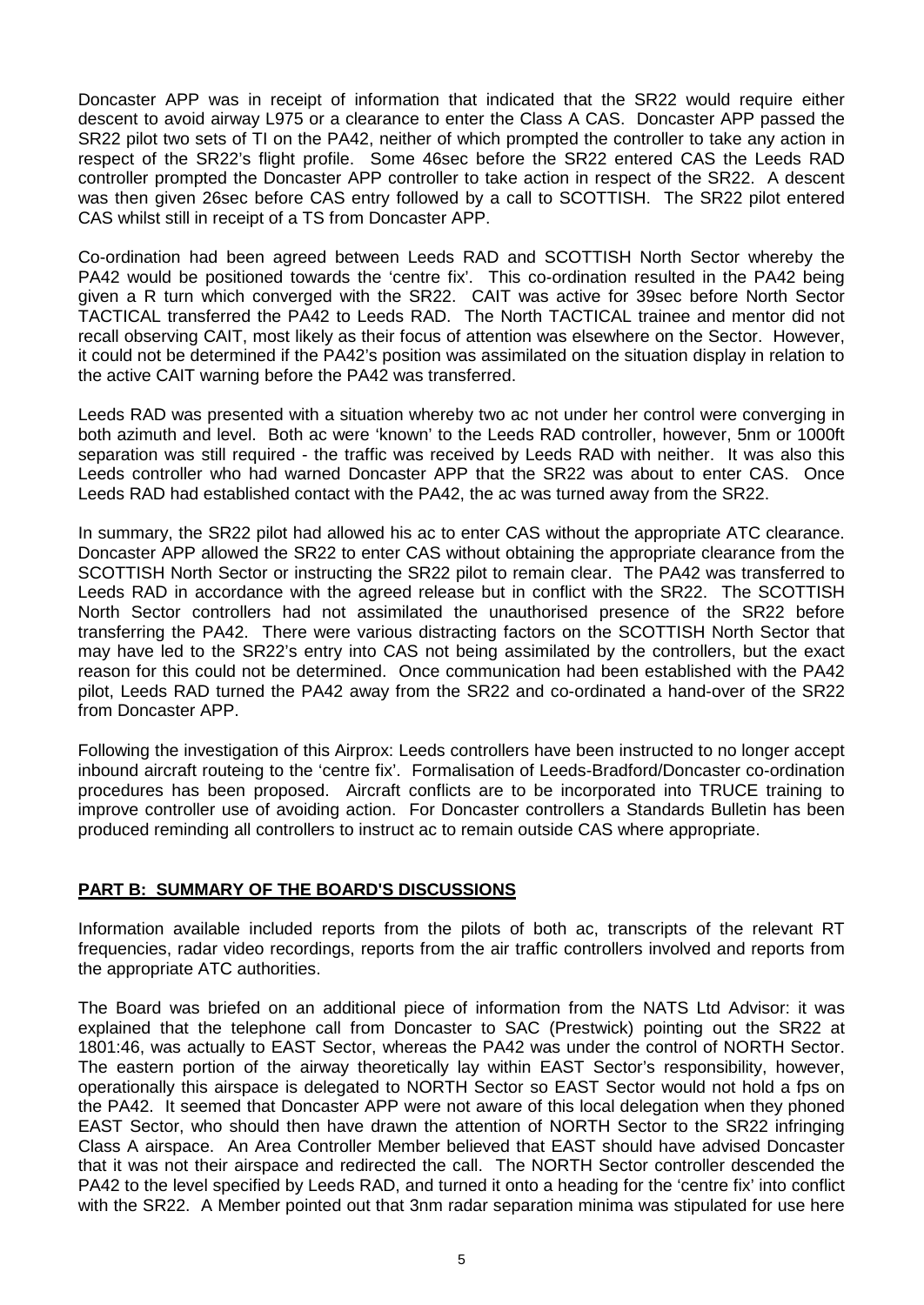Doncaster APP was in receipt of information that indicated that the SR22 would require either descent to avoid airway L975 or a clearance to enter the Class A CAS. Doncaster APP passed the SR22 pilot two sets of TI on the PA42, neither of which prompted the controller to take any action in respect of the SR22's flight profile. Some 46sec before the SR22 entered CAS the Leeds RAD controller prompted the Doncaster APP controller to take action in respect of the SR22. A descent was then given 26sec before CAS entry followed by a call to SCOTTISH. The SR22 pilot entered CAS whilst still in receipt of a TS from Doncaster APP.

Co-ordination had been agreed between Leeds RAD and SCOTTISH North Sector whereby the PA42 would be positioned towards the 'centre fix'. This co-ordination resulted in the PA42 being given a R turn which converged with the SR22. CAIT was active for 39sec before North Sector TACTICAL transferred the PA42 to Leeds RAD. The North TACTICAL trainee and mentor did not recall observing CAIT, most likely as their focus of attention was elsewhere on the Sector. However, it could not be determined if the PA42's position was assimilated on the situation display in relation to the active CAIT warning before the PA42 was transferred.

Leeds RAD was presented with a situation whereby two ac not under her control were converging in both azimuth and level. Both ac were 'known' to the Leeds RAD controller, however, 5nm or 1000ft separation was still required - the traffic was received by Leeds RAD with neither. It was also this Leeds controller who had warned Doncaster APP that the SR22 was about to enter CAS. Once Leeds RAD had established contact with the PA42, the ac was turned away from the SR22.

In summary, the SR22 pilot had allowed his ac to enter CAS without the appropriate ATC clearance. Doncaster APP allowed the SR22 to enter CAS without obtaining the appropriate clearance from the SCOTTISH North Sector or instructing the SR22 pilot to remain clear. The PA42 was transferred to Leeds RAD in accordance with the agreed release but in conflict with the SR22. The SCOTTISH North Sector controllers had not assimilated the unauthorised presence of the SR22 before transferring the PA42. There were various distracting factors on the SCOTTISH North Sector that may have led to the SR22's entry into CAS not being assimilated by the controllers, but the exact reason for this could not be determined. Once communication had been established with the PA42 pilot, Leeds RAD turned the PA42 away from the SR22 and co-ordinated a hand-over of the SR22 from Doncaster APP.

Following the investigation of this Airprox: Leeds controllers have been instructed to no longer accept inbound aircraft routeing to the 'centre fix'. Formalisation of Leeds-Bradford/Doncaster co-ordination procedures has been proposed. Aircraft conflicts are to be incorporated into TRUCE training to improve controller use of avoiding action. For Doncaster controllers a Standards Bulletin has been produced reminding all controllers to instruct ac to remain outside CAS where appropriate.

## PART B: SUMMARY OF THE BOARD'S DISCUSSIONS

Information available included reports from the pilots of both ac, transcripts of the relevant RT frequencies, radar video recordings, reports from the air traffic controllers involved and reports from the appropriate ATC authorities.

The Board was briefed on an additional piece of information from the NATS Ltd Advisor: it was explained that the telephone call from Doncaster to SAC (Prestwick) pointing out the SR22 at 1801:46, was actually to EAST Sector, whereas the PA42 was under the control of NORTH Sector. The eastern portion of the airway theoretically lay within EAST Sector's responsibility, however, operationally this airspace is delegated to NORTH Sector so EAST Sector would not hold a fps on the PA42. It seemed that Doncaster APP were not aware of this local delegation when they phoned EAST Sector, who should then have drawn the attention of NORTH Sector to the SR22 infringing Class A airspace. An Area Controller Member believed that EAST should have advised Doncaster that it was not their airspace and redirected the call. The NORTH Sector controller descended the PA42 to the level specified by Leeds RAD, and turned it onto a heading for the 'centre fix' into conflict with the SR22. A Member pointed out that 3nm radar separation minima was stipulated for use here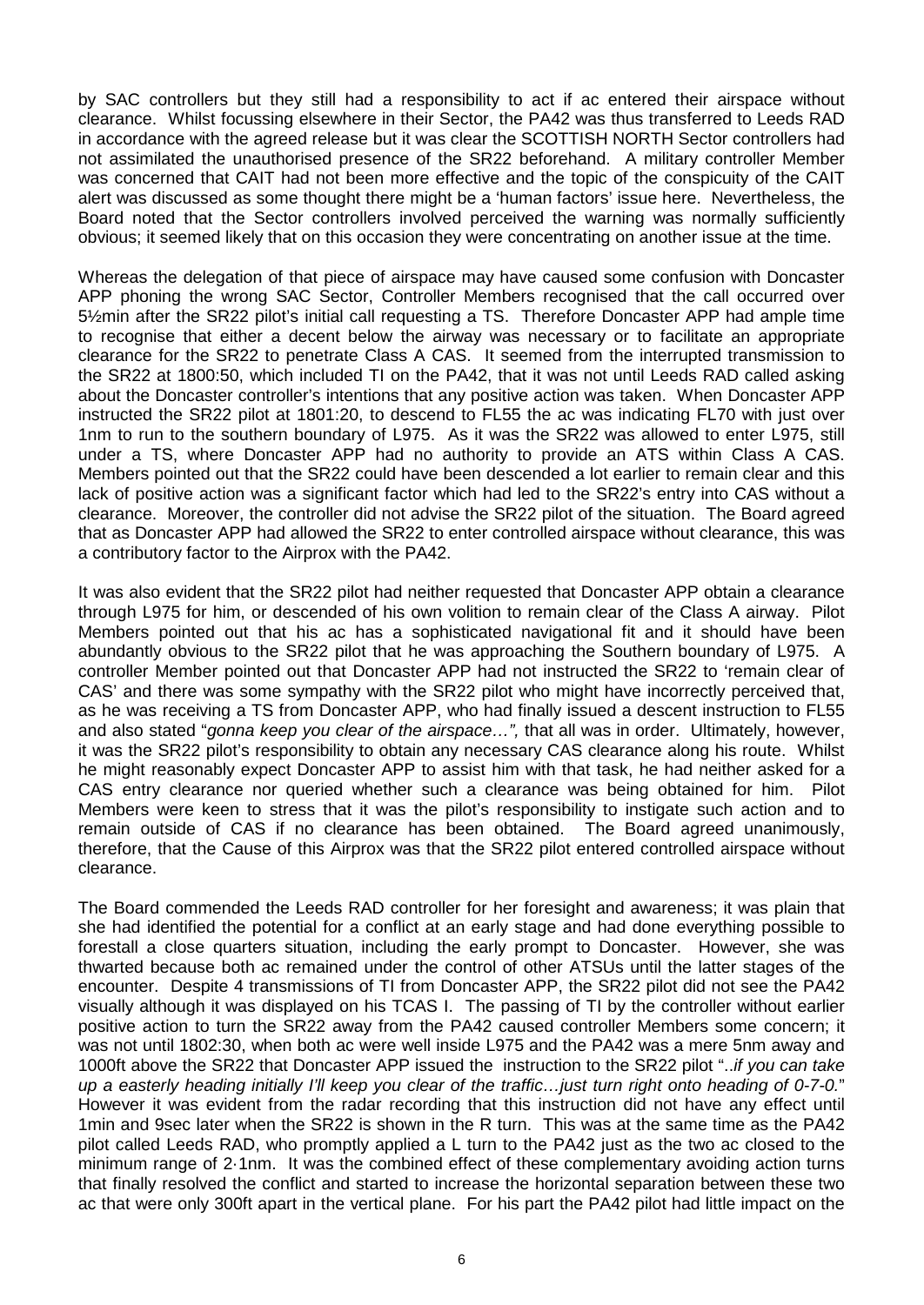by SAC controllers but they still had a responsibility to act if ac entered their airspace without clearance. Whilst focussing elsewhere in their Sector, the PA42 was thus transferred to Leeds RAD in accordance with the agreed release but it was clear the SCOTTISH NORTH Sector controllers had not assimilated the unauthorised presence of the SR22 beforehand. A military controller Member was concerned that CAIT had not been more effective and the topic of the conspicuity of the CAIT alert was discussed as some thought there might be a 'human factors' issue here. Nevertheless, the Board noted that the Sector controllers involved perceived the warning was normally sufficiently obvious; it seemed likely that on this occasion they were concentrating on another issue at the time.

Whereas the delegation of that piece of airspace may have caused some confusion with Doncaster APP phoning the wrong SAC Sector, Controller Members recognised that the call occurred over 5½min after the SR22 pilot's initial call requesting a TS. Therefore Doncaster APP had ample time to recognise that either a decent below the airway was necessary or to facilitate an appropriate clearance for the SR22 to penetrate Class A CAS. It seemed from the interrupted transmission to the SR22 at 1800:50, which included TI on the PA42, that it was not until Leeds RAD called asking about the Doncaster controller's intentions that any positive action was taken. When Doncaster APP instructed the SR22 pilot at 1801:20, to descend to FL55 the ac was indicating FL70 with just over 1nm to run to the southern boundary of L975. As it was the SR22 was allowed to enter L975, still under a TS, where Doncaster APP had no authority to provide an ATS within Class A CAS. Members pointed out that the SR22 could have been descended a lot earlier to remain clear and this lack of positive action was a significant factor which had led to the SR22's entry into CAS without a clearance. Moreover, the controller did not advise the SR22 pilot of the situation. The Board agreed that as Doncaster APP had allowed the SR22 to enter controlled airspace without clearance, this was a contributory factor to the Airprox with the PA42.

It was also evident that the SR22 pilot had neither requested that Doncaster APP obtain a clearance through L975 for him, or descended of his own volition to remain clear of the Class A airway. Pilot Members pointed out that his ac has a sophisticated navigational fit and it should have been abundantly obvious to the SR22 pilot that he was approaching the Southern boundary of L975. A controller Member pointed out that Doncaster APP had not instructed the SR22 to 'remain clear of CAS' and there was some sympathy with the SR22 pilot who might have incorrectly perceived that, as he was receiving a TS from Doncaster APP, who had finally issued a descent instruction to FL55 and also stated "*gonna keep you clear of the airspace…",* that all was in order. Ultimately, however, it was the SR22 pilot's responsibility to obtain any necessary CAS clearance along his route. Whilst he might reasonably expect Doncaster APP to assist him with that task, he had neither asked for a CAS entry clearance nor queried whether such a clearance was being obtained for him. Pilot Members were keen to stress that it was the pilot's responsibility to instigate such action and to remain outside of CAS if no clearance has been obtained. The Board agreed unanimously, therefore, that the Cause of this Airprox was that the SR22 pilot entered controlled airspace without clearance.

The Board commended the Leeds RAD controller for her foresight and awareness; it was plain that she had identified the potential for a conflict at an early stage and had done everything possible to forestall a close quarters situation, including the early prompt to Doncaster. However, she was thwarted because both ac remained under the control of other ATSUs until the latter stages of the encounter. Despite 4 transmissions of TI from Doncaster APP, the SR22 pilot did not see the PA42 visually although it was displayed on his TCAS I. The passing of TI by the controller without earlier positive action to turn the SR22 away from the PA42 caused controller Members some concern; it was not until 1802:30, when both ac were well inside L975 and the PA42 was a mere 5nm away and 1000ft above the SR22 that Doncaster APP issued the instruction to the SR22 pilot "*..if you can take up a easterly heading initially I'll keep you clear of the traffic…just turn right onto heading of 0-7-0.*" However it was evident from the radar recording that this instruction did not have any effect until 1min and 9sec later when the SR22 is shown in the R turn. This was at the same time as the PA42 pilot called Leeds RAD, who promptly applied a L turn to the PA42 just as the two ac closed to the minimum range of 2·1nm. It was the combined effect of these complementary avoiding action turns that finally resolved the conflict and started to increase the horizontal separation between these two ac that were only 300ft apart in the vertical plane. For his part the PA42 pilot had little impact on the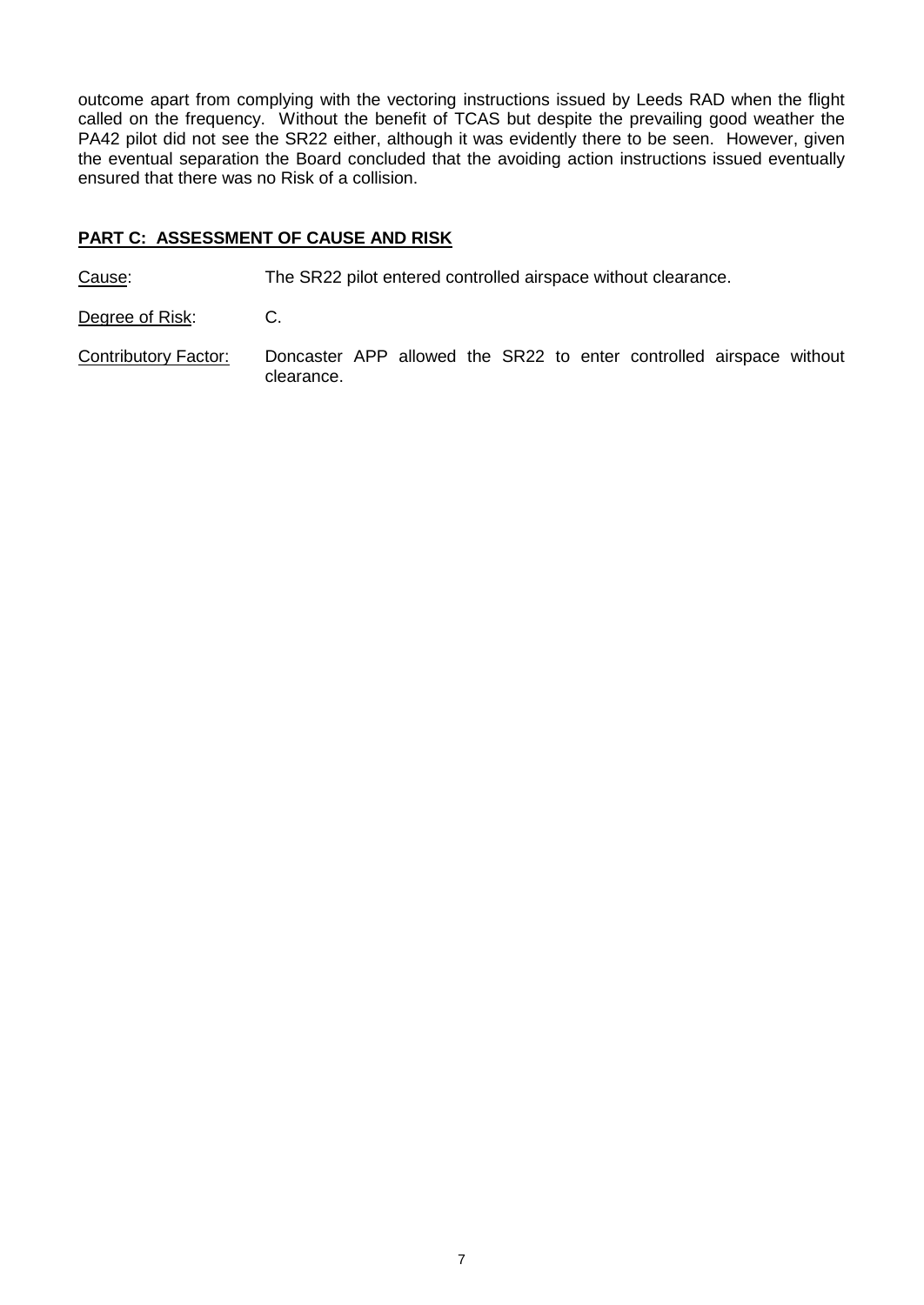outcome apart from complying with the vectoring instructions issued by Leeds RAD when the flight called on the frequency. Without the benefit of TCAS but despite the prevailing good weather the PA42 pilot did not see the SR22 either, although it was evidently there to be seen. However, given the eventual separation the Board concluded that the avoiding action instructions issued eventually ensured that there was no Risk of a collision.

## PART C: ASSESSMENT OF CAUSE AND RISK

Cause: The SR22 pilot entered controlled airspace without clearance.

Degree of Risk: C.

Contributory Factor: Doncaster APP allowed the SR22 to enter controlled airspace without clearance.